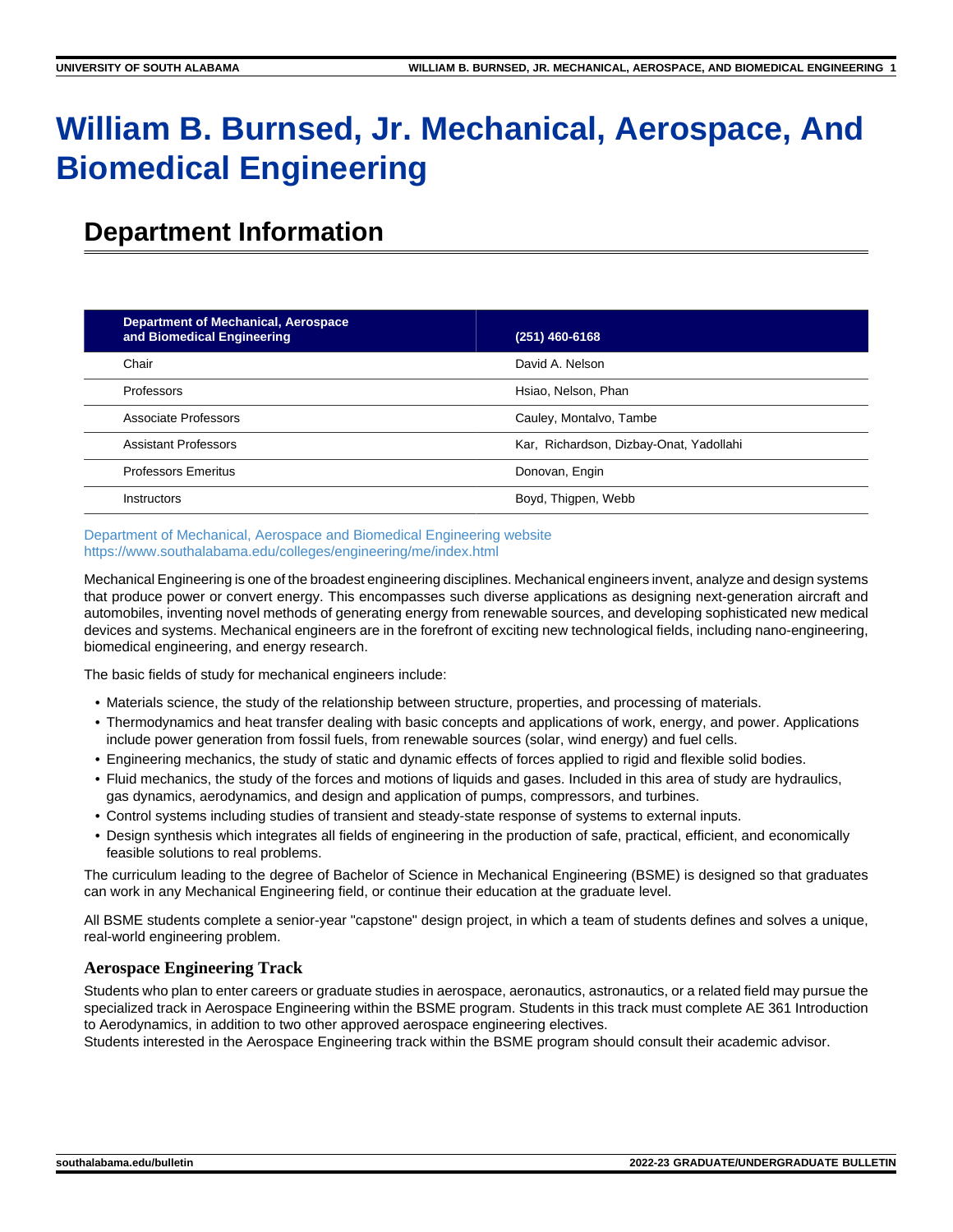# William B. Burnsed, Jr. Mechanical, Aerospace, And Biomedical Engineering

## Department Information

| Department of Mechanical, Aerospace and Biomedical Engineering | (251) 460-6168 |
| --- | --- |
| Chair | David A. Nelson |
| Professors | Hsiao, Nelson, Phan |
| Associate Professors | Cauley, Montalvo, Tambe |
| Assistant Professors | Kar, Richardson, Dizbay-Onat, Yadollahi |
| Professors Emeritus | Donovan, Engin |
| Instructors | Boyd, Thigpen, Webb |

Department of Mechanical, Aerospace and Biomedical Engineering website
https://www.southalabama.edu/colleges/engineering/me/index.html

Mechanical Engineering is one of the broadest engineering disciplines. Mechanical engineers invent, analyze and design systems that produce power or convert energy. This encompasses such diverse applications as designing next-generation aircraft and automobiles, inventing novel methods of generating energy from renewable sources, and developing sophisticated new medical devices and systems. Mechanical engineers are in the forefront of exciting new technological fields, including nano-engineering, biomedical engineering, and energy research.

The basic fields of study for mechanical engineers include:

- Materials science, the study of the relationship between structure, properties, and processing of materials.
- Thermodynamics and heat transfer dealing with basic concepts and applications of work, energy, and power. Applications include power generation from fossil fuels, from renewable sources (solar, wind energy) and fuel cells.
- Engineering mechanics, the study of static and dynamic effects of forces applied to rigid and flexible solid bodies.
- Fluid mechanics, the study of the forces and motions of liquids and gases. Included in this area of study are hydraulics, gas dynamics, aerodynamics, and design and application of pumps, compressors, and turbines.
- Control systems including studies of transient and steady-state response of systems to external inputs.
- Design synthesis which integrates all fields of engineering in the production of safe, practical, efficient, and economically feasible solutions to real problems.

The curriculum leading to the degree of Bachelor of Science in Mechanical Engineering (BSME) is designed so that graduates can work in any Mechanical Engineering field, or continue their education at the graduate level.

All BSME students complete a senior-year "capstone" design project, in which a team of students defines and solves a unique, real-world engineering problem.

### Aerospace Engineering Track

Students who plan to enter careers or graduate studies in aerospace, aeronautics, astronautics, or a related field may pursue the specialized track in Aerospace Engineering within the BSME program. Students in this track must complete AE 361 Introduction to Aerodynamics, in addition to two other approved aerospace engineering electives.

Students interested in the Aerospace Engineering track within the BSME program should consult their academic advisor.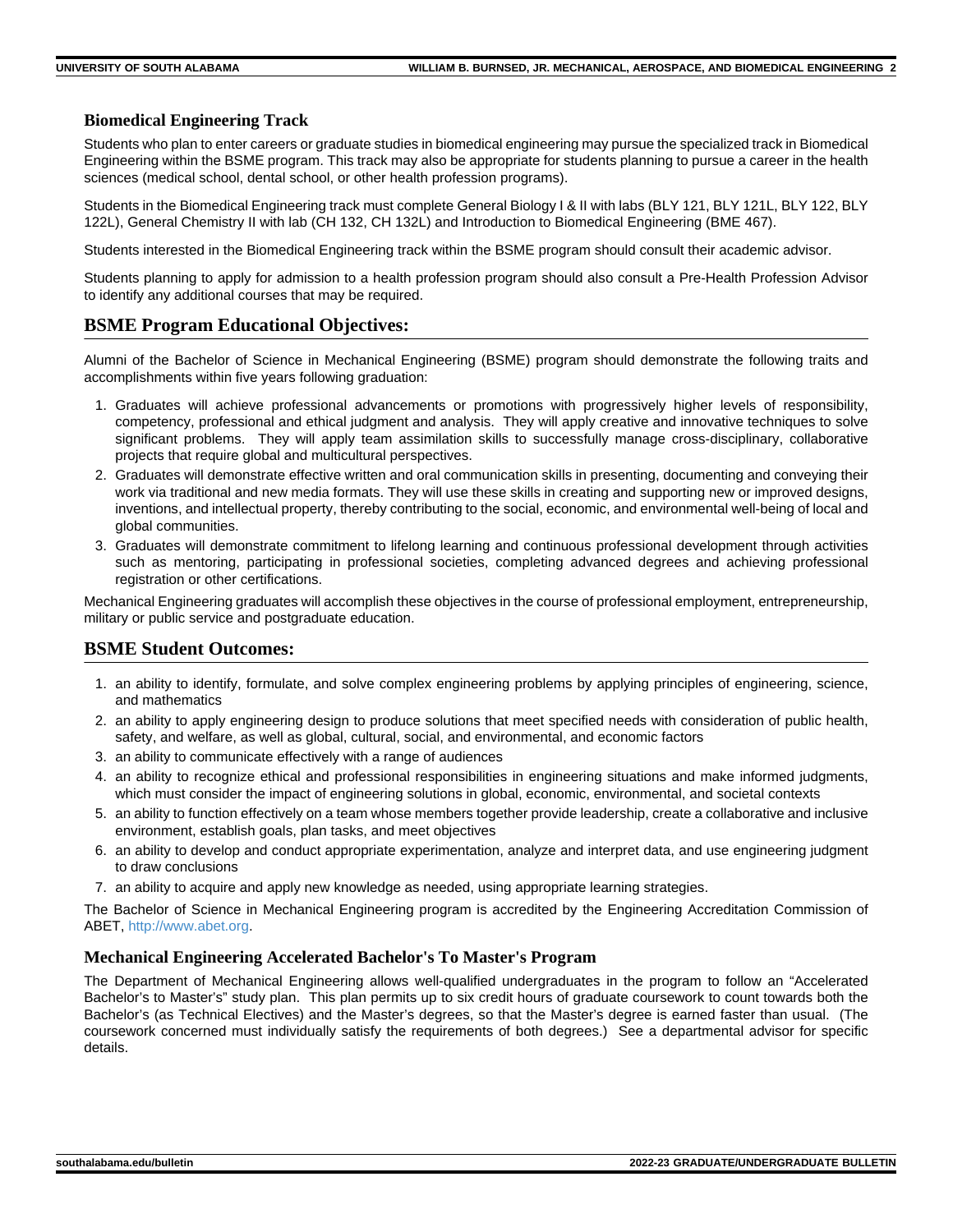### Biomedical Engineering Track

Students who plan to enter careers or graduate studies in biomedical engineering may pursue the specialized track in Biomedical Engineering within the BSME program. This track may also be appropriate for students planning to pursue a career in the health sciences (medical school, dental school, or other health profession programs).

Students in the Biomedical Engineering track must complete General Biology I & II with labs (BLY 121, BLY 121L, BLY 122, BLY 122L), General Chemistry II with lab (CH 132, CH 132L) and Introduction to Biomedical Engineering (BME 467).

Students interested in the Biomedical Engineering track within the BSME program should consult their academic advisor.

Students planning to apply for admission to a health profession program should also consult a Pre-Health Profession Advisor to identify any additional courses that may be required.

## BSME Program Educational Objectives:

Alumni of the Bachelor of Science in Mechanical Engineering (BSME) program should demonstrate the following traits and accomplishments within five years following graduation:

1. Graduates will achieve professional advancements or promotions with progressively higher levels of responsibility, competency, professional and ethical judgment and analysis. They will apply creative and innovative techniques to solve significant problems. They will apply team assimilation skills to successfully manage cross-disciplinary, collaborative projects that require global and multicultural perspectives.
2. Graduates will demonstrate effective written and oral communication skills in presenting, documenting and conveying their work via traditional and new media formats. They will use these skills in creating and supporting new or improved designs, inventions, and intellectual property, thereby contributing to the social, economic, and environmental well-being of local and global communities.
3. Graduates will demonstrate commitment to lifelong learning and continuous professional development through activities such as mentoring, participating in professional societies, completing advanced degrees and achieving professional registration or other certifications.

Mechanical Engineering graduates will accomplish these objectives in the course of professional employment, entrepreneurship, military or public service and postgraduate education.

## BSME Student Outcomes:

1. an ability to identify, formulate, and solve complex engineering problems by applying principles of engineering, science, and mathematics
2. an ability to apply engineering design to produce solutions that meet specified needs with consideration of public health, safety, and welfare, as well as global, cultural, social, and environmental, and economic factors
3. an ability to communicate effectively with a range of audiences
4. an ability to recognize ethical and professional responsibilities in engineering situations and make informed judgments, which must consider the impact of engineering solutions in global, economic, environmental, and societal contexts
5. an ability to function effectively on a team whose members together provide leadership, create a collaborative and inclusive environment, establish goals, plan tasks, and meet objectives
6. an ability to develop and conduct appropriate experimentation, analyze and interpret data, and use engineering judgment to draw conclusions
7. an ability to acquire and apply new knowledge as needed, using appropriate learning strategies.

The Bachelor of Science in Mechanical Engineering program is accredited by the Engineering Accreditation Commission of ABET, http://www.abet.org.

### Mechanical Engineering Accelerated Bachelor's To Master's Program

The Department of Mechanical Engineering allows well-qualified undergraduates in the program to follow an "Accelerated Bachelor's to Master's" study plan. This plan permits up to six credit hours of graduate coursework to count towards both the Bachelor's (as Technical Electives) and the Master's degrees, so that the Master's degree is earned faster than usual. (The coursework concerned must individually satisfy the requirements of both degrees.) See a departmental advisor for specific details.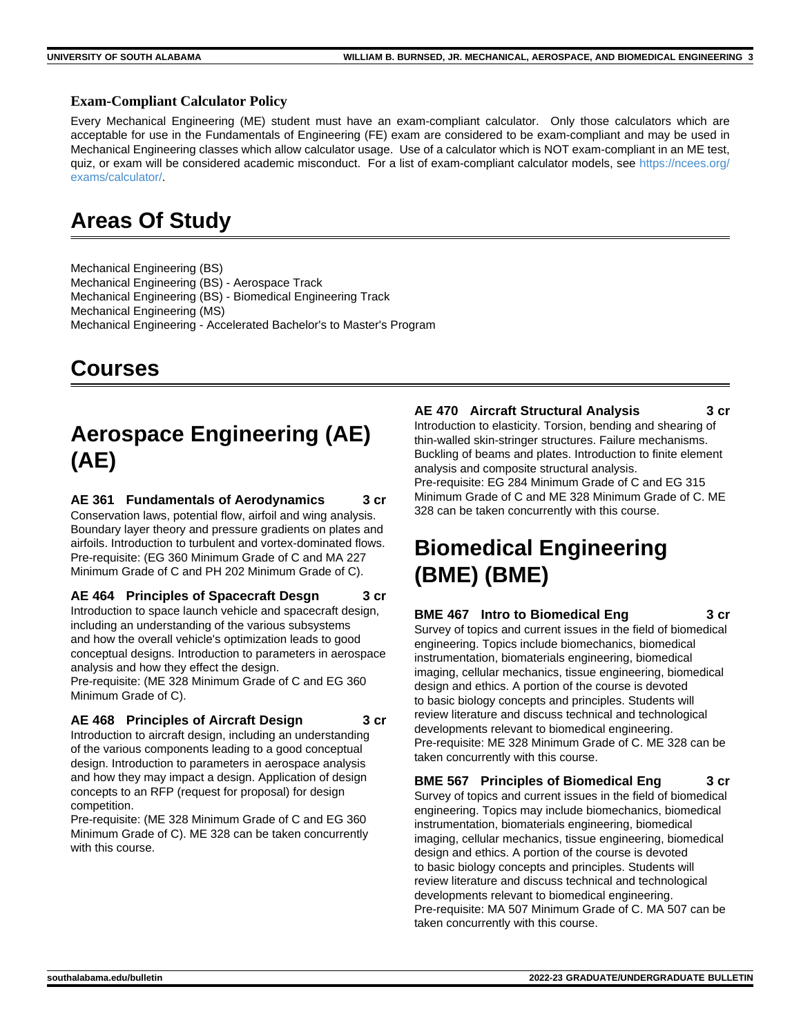### Exam-Compliant Calculator Policy

Every Mechanical Engineering (ME) student must have an exam-compliant calculator. Only those calculators which are acceptable for use in the Fundamentals of Engineering (FE) exam are considered to be exam-compliant and may be used in Mechanical Engineering classes which allow calculator usage. Use of a calculator which is NOT exam-compliant in an ME test, quiz, or exam will be considered academic misconduct. For a list of exam-compliant calculator models, see https://ncees.org/exams/calculator/.

# Areas Of Study

Mechanical Engineering (BS)
Mechanical Engineering (BS) - Aerospace Track
Mechanical Engineering (BS) - Biomedical Engineering Track
Mechanical Engineering (MS)
Mechanical Engineering - Accelerated Bachelor's to Master's Program

# Courses

# Aerospace Engineering (AE) (AE)

**AE 361 Fundamentals of Aerodynamics 3 cr**

Conservation laws, potential flow, airfoil and wing analysis. Boundary layer theory and pressure gradients on plates and airfoils. Introduction to turbulent and vortex-dominated flows.
Pre-requisite: (EG 360 Minimum Grade of C and MA 227 Minimum Grade of C and PH 202 Minimum Grade of C).

**AE 464 Principles of Spacecraft Desgn 3 cr**

Introduction to space launch vehicle and spacecraft design, including an understanding of the various subsystems and how the overall vehicle's optimization leads to good conceptual designs. Introduction to parameters in aerospace analysis and how they effect the design.
Pre-requisite: (ME 328 Minimum Grade of C and EG 360 Minimum Grade of C).

**AE 468 Principles of Aircraft Design 3 cr**

Introduction to aircraft design, including an understanding of the various components leading to a good conceptual design. Introduction to parameters in aerospace analysis and how they may impact a design. Application of design concepts to an RFP (request for proposal) for design competition.
Pre-requisite: (ME 328 Minimum Grade of C and EG 360 Minimum Grade of C). ME 328 can be taken concurrently with this course.

**AE 470 Aircraft Structural Analysis 3 cr**

Introduction to elasticity. Torsion, bending and shearing of thin-walled skin-stringer structures. Failure mechanisms. Buckling of beams and plates. Introduction to finite element analysis and composite structural analysis.
Pre-requisite: EG 284 Minimum Grade of C and EG 315 Minimum Grade of C and ME 328 Minimum Grade of C. ME 328 can be taken concurrently with this course.

# Biomedical Engineering (BME) (BME)

**BME 467 Intro to Biomedical Eng 3 cr**

Survey of topics and current issues in the field of biomedical engineering. Topics include biomechanics, biomedical instrumentation, biomaterials engineering, biomedical imaging, cellular mechanics, tissue engineering, biomedical design and ethics. A portion of the course is devoted to basic biology concepts and principles. Students will review literature and discuss technical and technological developments relevant to biomedical engineering.
Pre-requisite: ME 328 Minimum Grade of C. ME 328 can be taken concurrently with this course.

**BME 567 Principles of Biomedical Eng 3 cr**

Survey of topics and current issues in the field of biomedical engineering. Topics may include biomechanics, biomedical instrumentation, biomaterials engineering, biomedical imaging, cellular mechanics, tissue engineering, biomedical design and ethics. A portion of the course is devoted to basic biology concepts and principles. Students will review literature and discuss technical and technological developments relevant to biomedical engineering.
Pre-requisite: MA 507 Minimum Grade of C. MA 507 can be taken concurrently with this course.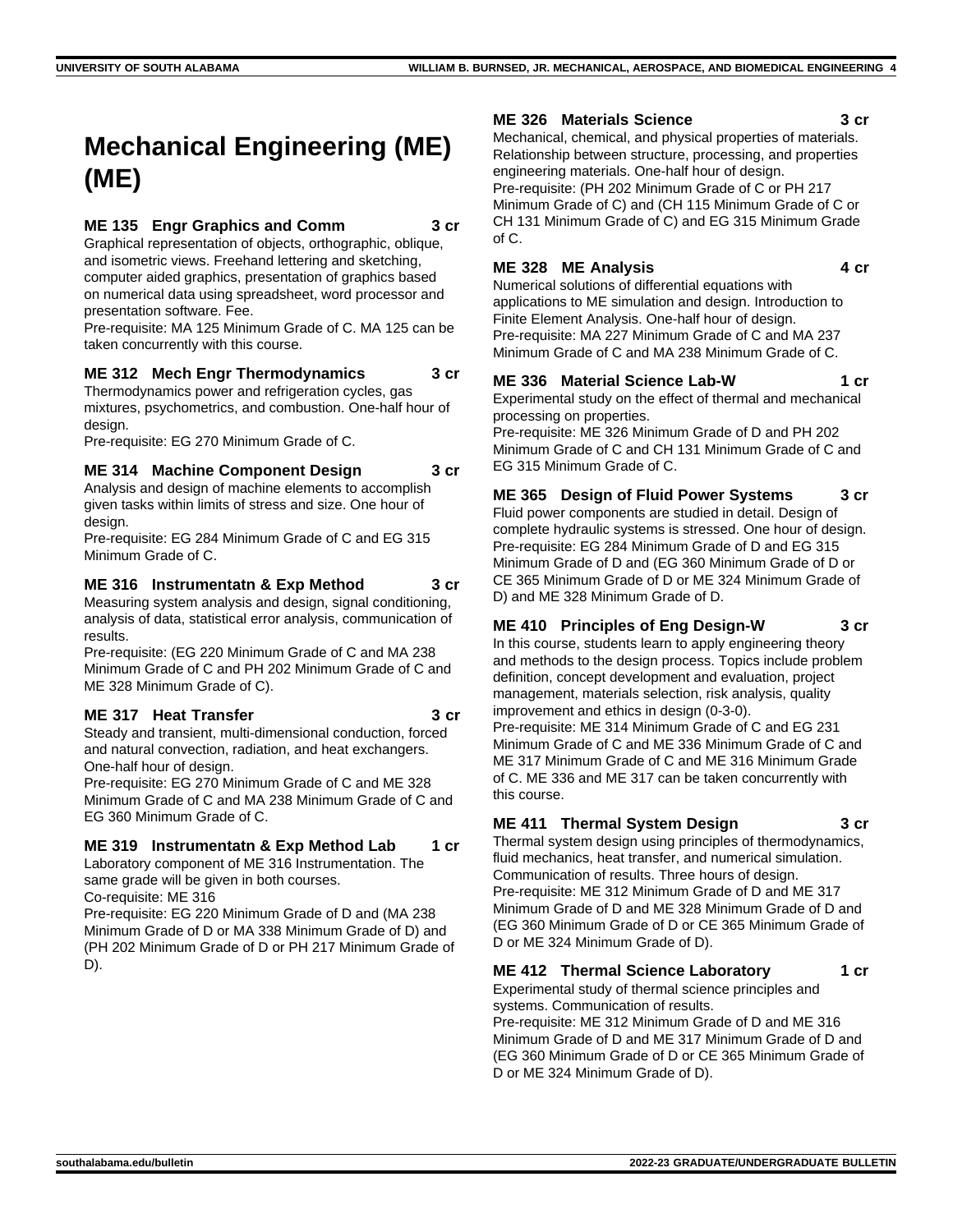# Mechanical Engineering (ME) (ME)

**ME 135 Engr Graphics and Comm 3 cr**

Graphical representation of objects, orthographic, oblique, and isometric views. Freehand lettering and sketching, computer aided graphics, presentation of graphics based on numerical data using spreadsheet, word processor and presentation software. Fee.

Pre-requisite: MA 125 Minimum Grade of C. MA 125 can be taken concurrently with this course.

**ME 312 Mech Engr Thermodynamics 3 cr**

Thermodynamics power and refrigeration cycles, gas mixtures, psychometrics, and combustion. One-half hour of design.

Pre-requisite: EG 270 Minimum Grade of C.

**ME 314 Machine Component Design 3 cr**

Analysis and design of machine elements to accomplish given tasks within limits of stress and size. One hour of design.

Pre-requisite: EG 284 Minimum Grade of C and EG 315 Minimum Grade of C.

**ME 316 Instrumentatn & Exp Method 3 cr**

Measuring system analysis and design, signal conditioning, analysis of data, statistical error analysis, communication of results.

Pre-requisite: (EG 220 Minimum Grade of C and MA 238 Minimum Grade of C and PH 202 Minimum Grade of C and ME 328 Minimum Grade of C).

**ME 317 Heat Transfer 3 cr**

Steady and transient, multi-dimensional conduction, forced and natural convection, radiation, and heat exchangers. One-half hour of design.

Pre-requisite: EG 270 Minimum Grade of C and ME 328 Minimum Grade of C and MA 238 Minimum Grade of C and EG 360 Minimum Grade of C.

**ME 319 Instrumentatn & Exp Method Lab 1 cr**

Laboratory component of ME 316 Instrumentation. The same grade will be given in both courses.

Co-requisite: ME 316

Pre-requisite: EG 220 Minimum Grade of D and (MA 238 Minimum Grade of D or MA 338 Minimum Grade of D) and (PH 202 Minimum Grade of D or PH 217 Minimum Grade of D).

**ME 326 Materials Science 3 cr**

Mechanical, chemical, and physical properties of materials. Relationship between structure, processing, and properties engineering materials. One-half hour of design.

Pre-requisite: (PH 202 Minimum Grade of C or PH 217 Minimum Grade of C) and (CH 115 Minimum Grade of C or CH 131 Minimum Grade of C) and EG 315 Minimum Grade of C.

**ME 328 ME Analysis 4 cr**

Numerical solutions of differential equations with applications to ME simulation and design. Introduction to Finite Element Analysis. One-half hour of design.

Pre-requisite: MA 227 Minimum Grade of C and MA 237 Minimum Grade of C and MA 238 Minimum Grade of C.

**ME 336 Material Science Lab-W 1 cr**

Experimental study on the effect of thermal and mechanical processing on properties.

Pre-requisite: ME 326 Minimum Grade of D and PH 202 Minimum Grade of C and CH 131 Minimum Grade of C and EG 315 Minimum Grade of C.

**ME 365 Design of Fluid Power Systems 3 cr**

Fluid power components are studied in detail. Design of complete hydraulic systems is stressed. One hour of design.

Pre-requisite: EG 284 Minimum Grade of D and EG 315 Minimum Grade of D and (EG 360 Minimum Grade of D or CE 365 Minimum Grade of D or ME 324 Minimum Grade of D) and ME 328 Minimum Grade of D.

**ME 410 Principles of Eng Design-W 3 cr**

In this course, students learn to apply engineering theory and methods to the design process. Topics include problem definition, concept development and evaluation, project management, materials selection, risk analysis, quality improvement and ethics in design (0-3-0).

Pre-requisite: ME 314 Minimum Grade of C and EG 231 Minimum Grade of C and ME 336 Minimum Grade of C and ME 317 Minimum Grade of C and ME 316 Minimum Grade of C. ME 336 and ME 317 can be taken concurrently with this course.

**ME 411 Thermal System Design 3 cr**

Thermal system design using principles of thermodynamics, fluid mechanics, heat transfer, and numerical simulation. Communication of results. Three hours of design.

Pre-requisite: ME 312 Minimum Grade of D and ME 317 Minimum Grade of D and ME 328 Minimum Grade of D and (EG 360 Minimum Grade of D or CE 365 Minimum Grade of D or ME 324 Minimum Grade of D).

**ME 412 Thermal Science Laboratory 1 cr**

Experimental study of thermal science principles and systems. Communication of results.

Pre-requisite: ME 312 Minimum Grade of D and ME 316 Minimum Grade of D and ME 317 Minimum Grade of D and (EG 360 Minimum Grade of D or CE 365 Minimum Grade of D or ME 324 Minimum Grade of D).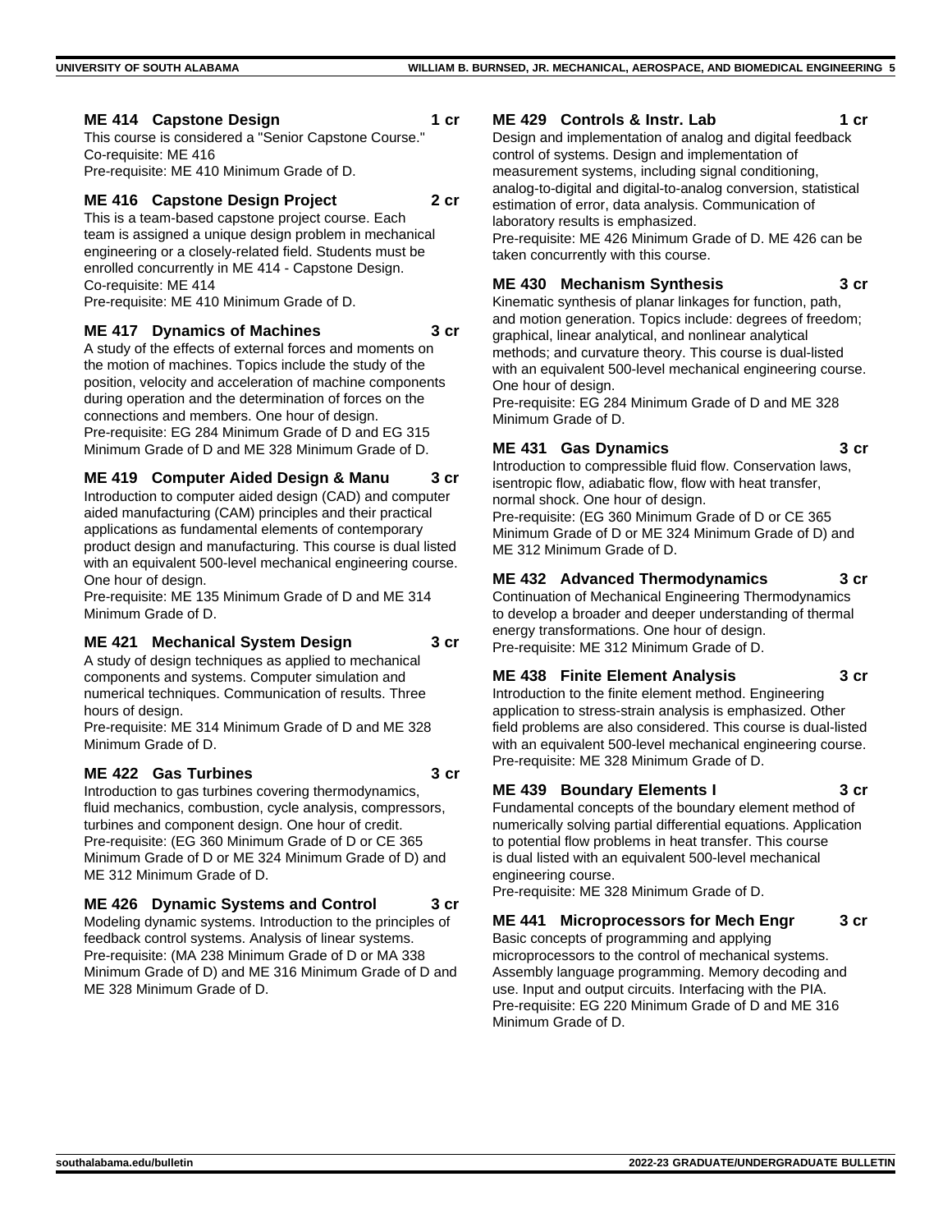### ME 414 Capstone Design 1 cr

This course is considered a "Senior Capstone Course."
Co-requisite: ME 416
Pre-requisite: ME 410 Minimum Grade of D.

### ME 416 Capstone Design Project 2 cr

This is a team-based capstone project course. Each team is assigned a unique design problem in mechanical engineering or a closely-related field. Students must be enrolled concurrently in ME 414 - Capstone Design.
Co-requisite: ME 414
Pre-requisite: ME 410 Minimum Grade of D.

### ME 417 Dynamics of Machines 3 cr

A study of the effects of external forces and moments on the motion of machines. Topics include the study of the position, velocity and acceleration of machine components during operation and the determination of forces on the connections and members. One hour of design.
Pre-requisite: EG 284 Minimum Grade of D and EG 315 Minimum Grade of D and ME 328 Minimum Grade of D.

### ME 419 Computer Aided Design & Manu 3 cr

Introduction to computer aided design (CAD) and computer aided manufacturing (CAM) principles and their practical applications as fundamental elements of contemporary product design and manufacturing. This course is dual listed with an equivalent 500-level mechanical engineering course. One hour of design.
Pre-requisite: ME 135 Minimum Grade of D and ME 314 Minimum Grade of D.

### ME 421 Mechanical System Design 3 cr

A study of design techniques as applied to mechanical components and systems. Computer simulation and numerical techniques. Communication of results. Three hours of design.
Pre-requisite: ME 314 Minimum Grade of D and ME 328 Minimum Grade of D.

### ME 422 Gas Turbines 3 cr

Introduction to gas turbines covering thermodynamics, fluid mechanics, combustion, cycle analysis, compressors, turbines and component design. One hour of credit.
Pre-requisite: (EG 360 Minimum Grade of D or CE 365 Minimum Grade of D or ME 324 Minimum Grade of D) and ME 312 Minimum Grade of D.

### ME 426 Dynamic Systems and Control 3 cr

Modeling dynamic systems. Introduction to the principles of feedback control systems. Analysis of linear systems.
Pre-requisite: (MA 238 Minimum Grade of D or MA 338 Minimum Grade of D) and ME 316 Minimum Grade of D and ME 328 Minimum Grade of D.

### ME 429 Controls & Instr. Lab 1 cr

Design and implementation of analog and digital feedback control of systems. Design and implementation of measurement systems, including signal conditioning, analog-to-digital and digital-to-analog conversion, statistical estimation of error, data analysis. Communication of laboratory results is emphasized.
Pre-requisite: ME 426 Minimum Grade of D. ME 426 can be taken concurrently with this course.

### ME 430 Mechanism Synthesis 3 cr

Kinematic synthesis of planar linkages for function, path, and motion generation. Topics include: degrees of freedom; graphical, linear analytical, and nonlinear analytical methods; and curvature theory. This course is dual-listed with an equivalent 500-level mechanical engineering course. One hour of design.
Pre-requisite: EG 284 Minimum Grade of D and ME 328 Minimum Grade of D.

### ME 431 Gas Dynamics 3 cr

Introduction to compressible fluid flow. Conservation laws, isentropic flow, adiabatic flow, flow with heat transfer, normal shock. One hour of design.
Pre-requisite: (EG 360 Minimum Grade of D or CE 365 Minimum Grade of D or ME 324 Minimum Grade of D) and ME 312 Minimum Grade of D.

### ME 432 Advanced Thermodynamics 3 cr

Continuation of Mechanical Engineering Thermodynamics to develop a broader and deeper understanding of thermal energy transformations. One hour of design.
Pre-requisite: ME 312 Minimum Grade of D.

### ME 438 Finite Element Analysis 3 cr

Introduction to the finite element method. Engineering application to stress-strain analysis is emphasized. Other field problems are also considered. This course is dual-listed with an equivalent 500-level mechanical engineering course.
Pre-requisite: ME 328 Minimum Grade of D.

### ME 439 Boundary Elements I 3 cr

Fundamental concepts of the boundary element method of numerically solving partial differential equations. Application to potential flow problems in heat transfer. This course is dual listed with an equivalent 500-level mechanical engineering course.
Pre-requisite: ME 328 Minimum Grade of D.

### ME 441 Microprocessors for Mech Engr 3 cr

Basic concepts of programming and applying microprocessors to the control of mechanical systems. Assembly language programming. Memory decoding and use. Input and output circuits. Interfacing with the PIA.
Pre-requisite: EG 220 Minimum Grade of D and ME 316 Minimum Grade of D.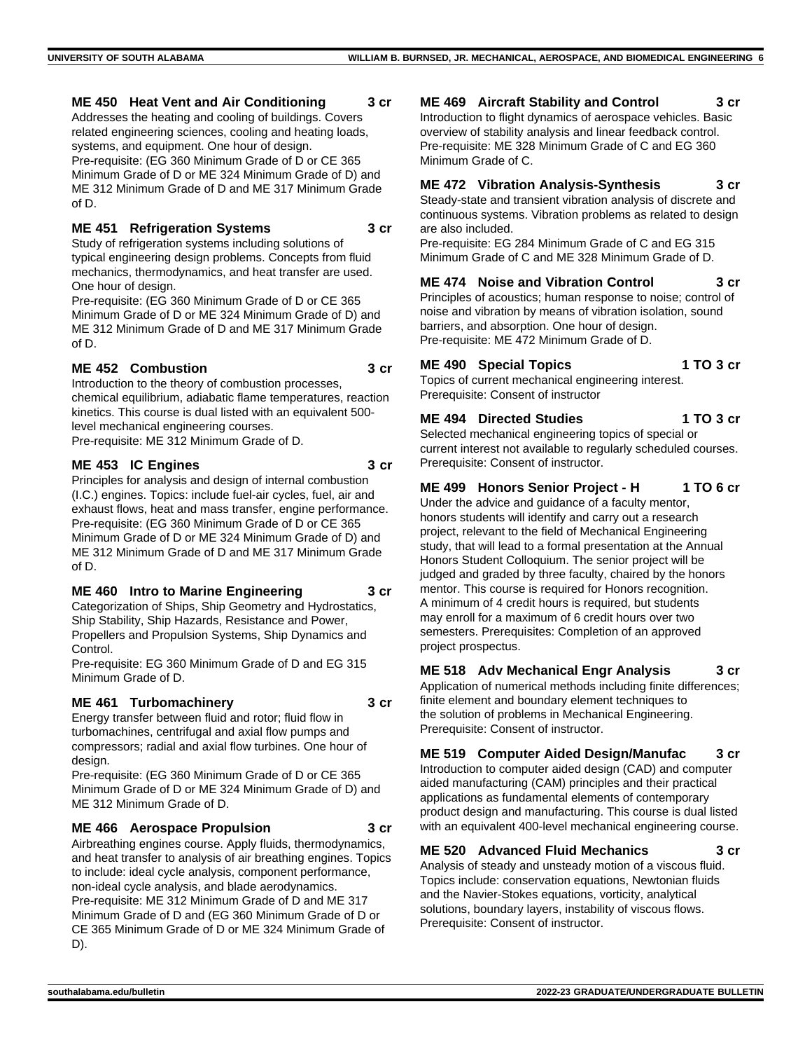### ME 450 Heat Vent and Air Conditioning 3 cr

Addresses the heating and cooling of buildings. Covers related engineering sciences, cooling and heating loads, systems, and equipment. One hour of design.
Pre-requisite: (EG 360 Minimum Grade of D or CE 365 Minimum Grade of D or ME 324 Minimum Grade of D) and ME 312 Minimum Grade of D and ME 317 Minimum Grade of D.

### ME 451 Refrigeration Systems 3 cr

Study of refrigeration systems including solutions of typical engineering design problems. Concepts from fluid mechanics, thermodynamics, and heat transfer are used. One hour of design.
Pre-requisite: (EG 360 Minimum Grade of D or CE 365 Minimum Grade of D or ME 324 Minimum Grade of D) and ME 312 Minimum Grade of D and ME 317 Minimum Grade of D.

### ME 452 Combustion 3 cr

Introduction to the theory of combustion processes, chemical equilibrium, adiabatic flame temperatures, reaction kinetics. This course is dual listed with an equivalent 500-level mechanical engineering courses.
Pre-requisite: ME 312 Minimum Grade of D.

### ME 453 IC Engines 3 cr

Principles for analysis and design of internal combustion (I.C.) engines. Topics: include fuel-air cycles, fuel, air and exhaust flows, heat and mass transfer, engine performance.
Pre-requisite: (EG 360 Minimum Grade of D or CE 365 Minimum Grade of D or ME 324 Minimum Grade of D) and ME 312 Minimum Grade of D and ME 317 Minimum Grade of D.

### ME 460 Intro to Marine Engineering 3 cr

Categorization of Ships, Ship Geometry and Hydrostatics, Ship Stability, Ship Hazards, Resistance and Power, Propellers and Propulsion Systems, Ship Dynamics and Control.
Pre-requisite: EG 360 Minimum Grade of D and EG 315 Minimum Grade of D.

### ME 461 Turbomachinery 3 cr

Energy transfer between fluid and rotor; fluid flow in turbomachines, centrifugal and axial flow pumps and compressors; radial and axial flow turbines. One hour of design.
Pre-requisite: (EG 360 Minimum Grade of D or CE 365 Minimum Grade of D or ME 324 Minimum Grade of D) and ME 312 Minimum Grade of D.

### ME 466 Aerospace Propulsion 3 cr

Airbreathing engines course. Apply fluids, thermodynamics, and heat transfer to analysis of air breathing engines. Topics to include: ideal cycle analysis, component performance, non-ideal cycle analysis, and blade aerodynamics.
Pre-requisite: ME 312 Minimum Grade of D and ME 317 Minimum Grade of D and (EG 360 Minimum Grade of D or CE 365 Minimum Grade of D or ME 324 Minimum Grade of D).

### ME 469 Aircraft Stability and Control 3 cr

Introduction to flight dynamics of aerospace vehicles. Basic overview of stability analysis and linear feedback control.
Pre-requisite: ME 328 Minimum Grade of C and EG 360 Minimum Grade of C.

### ME 472 Vibration Analysis-Synthesis 3 cr

Steady-state and transient vibration analysis of discrete and continuous systems. Vibration problems as related to design are also included.
Pre-requisite: EG 284 Minimum Grade of C and EG 315 Minimum Grade of C and ME 328 Minimum Grade of D.

### ME 474 Noise and Vibration Control 3 cr

Principles of acoustics; human response to noise; control of noise and vibration by means of vibration isolation, sound barriers, and absorption. One hour of design.
Pre-requisite: ME 472 Minimum Grade of D.

### ME 490 Special Topics 1 TO 3 cr

Topics of current mechanical engineering interest.
Prerequisite: Consent of instructor

### ME 494 Directed Studies 1 TO 3 cr

Selected mechanical engineering topics of special or current interest not available to regularly scheduled courses.
Prerequisite: Consent of instructor.

### ME 499 Honors Senior Project - H 1 TO 6 cr

Under the advice and guidance of a faculty mentor, honors students will identify and carry out a research project, relevant to the field of Mechanical Engineering study, that will lead to a formal presentation at the Annual Honors Student Colloquium. The senior project will be judged and graded by three faculty, chaired by the honors mentor. This course is required for Honors recognition. A minimum of 4 credit hours is required, but students may enroll for a maximum of 6 credit hours over two semesters. Prerequisites: Completion of an approved project prospectus.

### ME 518 Adv Mechanical Engr Analysis 3 cr

Application of numerical methods including finite differences; finite element and boundary element techniques to the solution of problems in Mechanical Engineering.
Prerequisite: Consent of instructor.

### ME 519 Computer Aided Design/Manufac 3 cr

Introduction to computer aided design (CAD) and computer aided manufacturing (CAM) principles and their practical applications as fundamental elements of contemporary product design and manufacturing. This course is dual listed with an equivalent 400-level mechanical engineering course.

### ME 520 Advanced Fluid Mechanics 3 cr

Analysis of steady and unsteady motion of a viscous fluid. Topics include: conservation equations, Newtonian fluids and the Navier-Stokes equations, vorticity, analytical solutions, boundary layers, instability of viscous flows.
Prerequisite: Consent of instructor.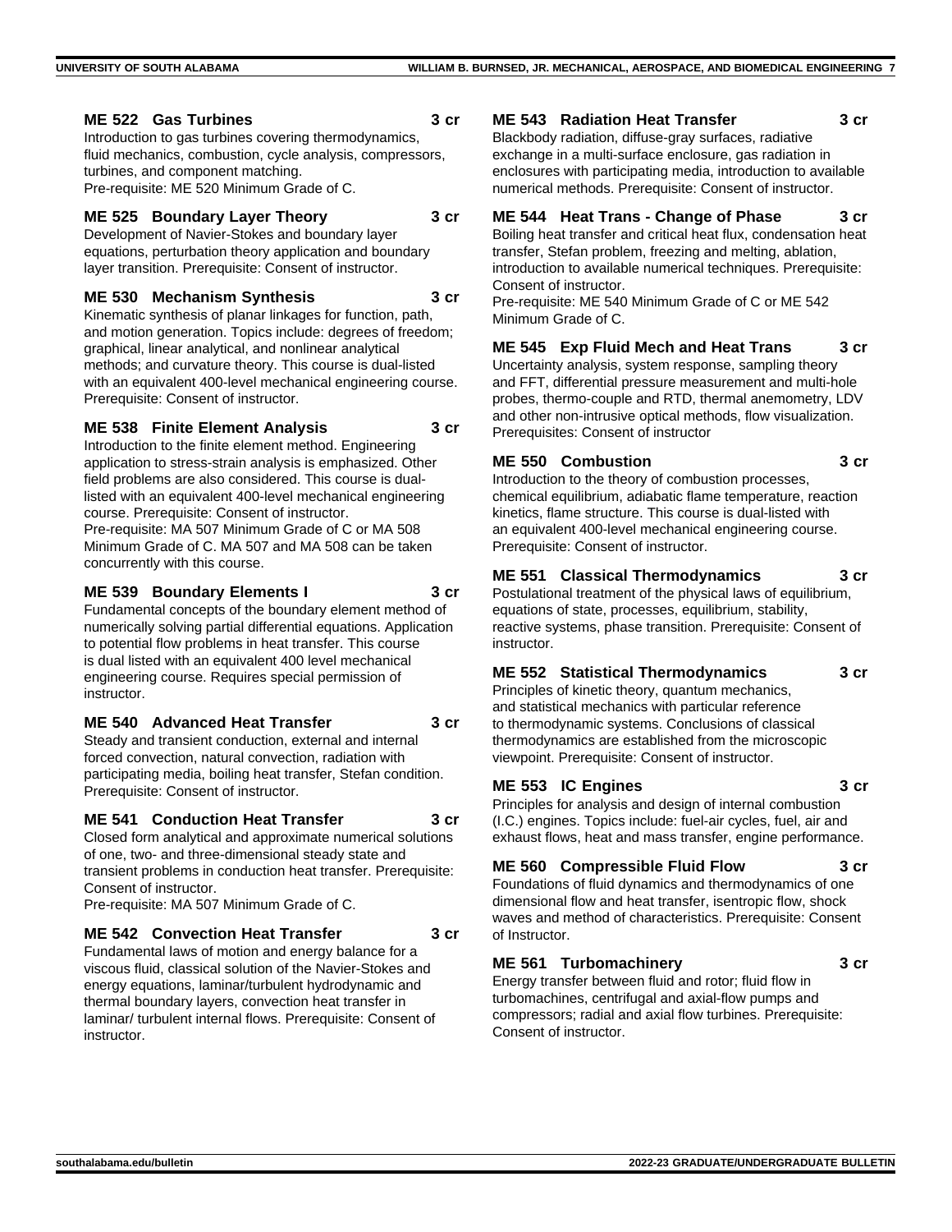**ME 522 Gas Turbines 3 cr**

Introduction to gas turbines covering thermodynamics, fluid mechanics, combustion, cycle analysis, compressors, turbines, and component matching.
Pre-requisite: ME 520 Minimum Grade of C.

**ME 525 Boundary Layer Theory 3 cr**

Development of Navier-Stokes and boundary layer equations, perturbation theory application and boundary layer transition. Prerequisite: Consent of instructor.

**ME 530 Mechanism Synthesis 3 cr**

Kinematic synthesis of planar linkages for function, path, and motion generation. Topics include: degrees of freedom; graphical, linear analytical, and nonlinear analytical methods; and curvature theory. This course is dual-listed with an equivalent 400-level mechanical engineering course. Prerequisite: Consent of instructor.

**ME 538 Finite Element Analysis 3 cr**

Introduction to the finite element method. Engineering application to stress-strain analysis is emphasized. Other field problems are also considered. This course is dual-listed with an equivalent 400-level mechanical engineering course. Prerequisite: Consent of instructor.
Pre-requisite: MA 507 Minimum Grade of C or MA 508 Minimum Grade of C. MA 507 and MA 508 can be taken concurrently with this course.

**ME 539 Boundary Elements I 3 cr**

Fundamental concepts of the boundary element method of numerically solving partial differential equations. Application to potential flow problems in heat transfer. This course is dual listed with an equivalent 400 level mechanical engineering course. Requires special permission of instructor.

**ME 540 Advanced Heat Transfer 3 cr**

Steady and transient conduction, external and internal forced convection, natural convection, radiation with participating media, boiling heat transfer, Stefan condition. Prerequisite: Consent of instructor.

**ME 541 Conduction Heat Transfer 3 cr**

Closed form analytical and approximate numerical solutions of one, two- and three-dimensional steady state and transient problems in conduction heat transfer. Prerequisite: Consent of instructor.
Pre-requisite: MA 507 Minimum Grade of C.

**ME 542 Convection Heat Transfer 3 cr**

Fundamental laws of motion and energy balance for a viscous fluid, classical solution of the Navier-Stokes and energy equations, laminar/turbulent hydrodynamic and thermal boundary layers, convection heat transfer in laminar/ turbulent internal flows. Prerequisite: Consent of instructor.

**ME 543 Radiation Heat Transfer 3 cr**

Blackbody radiation, diffuse-gray surfaces, radiative exchange in a multi-surface enclosure, gas radiation in enclosures with participating media, introduction to available numerical methods. Prerequisite: Consent of instructor.

**ME 544 Heat Trans - Change of Phase 3 cr**

Boiling heat transfer and critical heat flux, condensation heat transfer, Stefan problem, freezing and melting, ablation, introduction to available numerical techniques. Prerequisite: Consent of instructor.
Pre-requisite: ME 540 Minimum Grade of C or ME 542 Minimum Grade of C.

**ME 545 Exp Fluid Mech and Heat Trans 3 cr**

Uncertainty analysis, system response, sampling theory and FFT, differential pressure measurement and multi-hole probes, thermo-couple and RTD, thermal anemometry, LDV and other non-intrusive optical methods, flow visualization. Prerequisites: Consent of instructor

**ME 550 Combustion 3 cr**

Introduction to the theory of combustion processes, chemical equilibrium, adiabatic flame temperature, reaction kinetics, flame structure. This course is dual-listed with an equivalent 400-level mechanical engineering course. Prerequisite: Consent of instructor.

**ME 551 Classical Thermodynamics 3 cr**

Postulational treatment of the physical laws of equilibrium, equations of state, processes, equilibrium, stability, reactive systems, phase transition. Prerequisite: Consent of instructor.

**ME 552 Statistical Thermodynamics 3 cr**

Principles of kinetic theory, quantum mechanics, and statistical mechanics with particular reference to thermodynamic systems. Conclusions of classical thermodynamics are established from the microscopic viewpoint. Prerequisite: Consent of instructor.

**ME 553 IC Engines 3 cr**

Principles for analysis and design of internal combustion (I.C.) engines. Topics include: fuel-air cycles, fuel, air and exhaust flows, heat and mass transfer, engine performance.

**ME 560 Compressible Fluid Flow 3 cr**

Foundations of fluid dynamics and thermodynamics of one dimensional flow and heat transfer, isentropic flow, shock waves and method of characteristics. Prerequisite: Consent of Instructor.

**ME 561 Turbomachinery 3 cr**

Energy transfer between fluid and rotor; fluid flow in turbomachines, centrifugal and axial-flow pumps and compressors; radial and axial flow turbines. Prerequisite: Consent of instructor.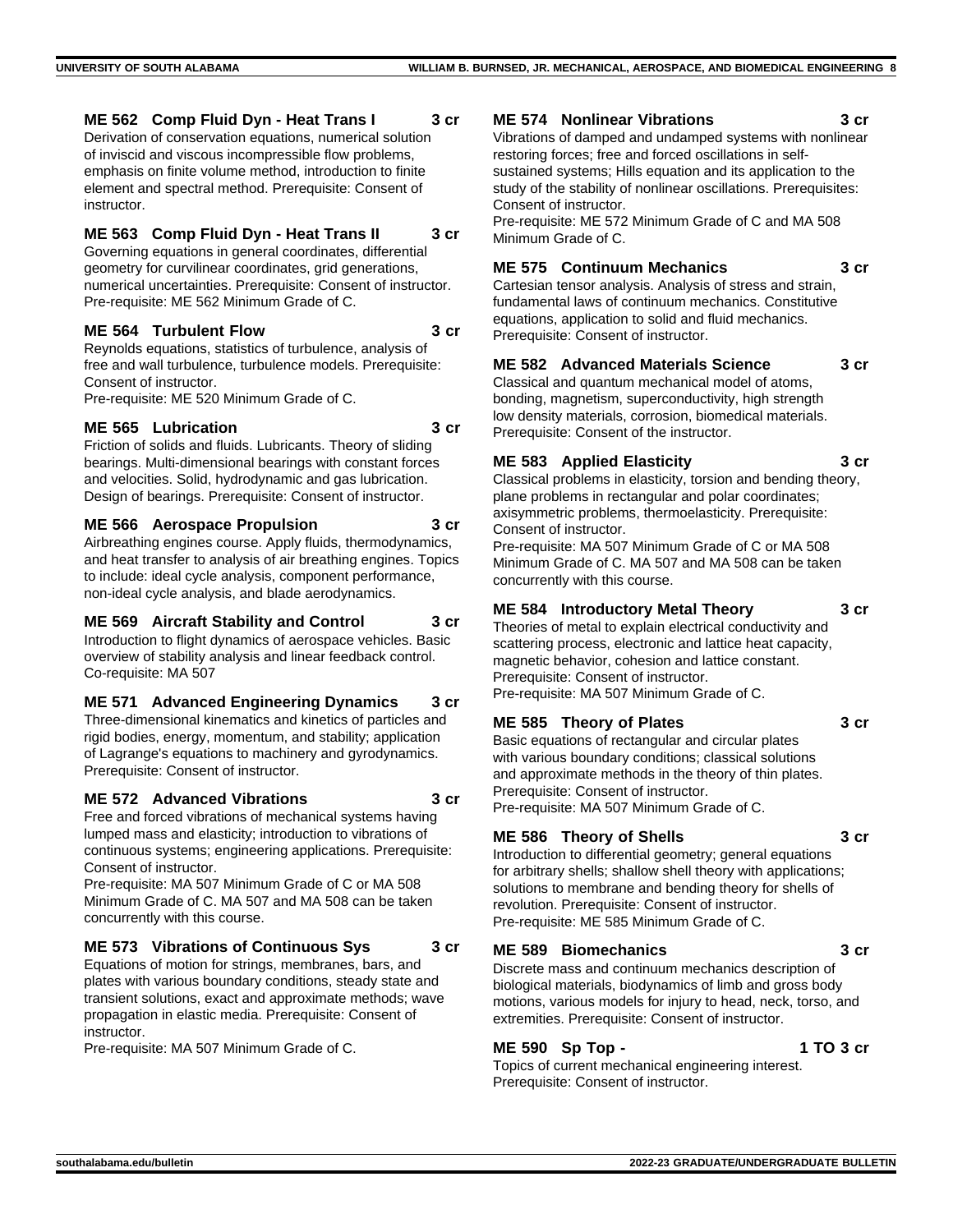**ME 562 Comp Fluid Dyn - Heat Trans I 3 cr**

Derivation of conservation equations, numerical solution of inviscid and viscous incompressible flow problems, emphasis on finite volume method, introduction to finite element and spectral method. Prerequisite: Consent of instructor.

**ME 563 Comp Fluid Dyn - Heat Trans II 3 cr**

Governing equations in general coordinates, differential geometry for curvilinear coordinates, grid generations, numerical uncertainties. Prerequisite: Consent of instructor.
Pre-requisite: ME 562 Minimum Grade of C.

**ME 564 Turbulent Flow 3 cr**

Reynolds equations, statistics of turbulence, analysis of free and wall turbulence, turbulence models. Prerequisite: Consent of instructor.
Pre-requisite: ME 520 Minimum Grade of C.

**ME 565 Lubrication 3 cr**

Friction of solids and fluids. Lubricants. Theory of sliding bearings. Multi-dimensional bearings with constant forces and velocities. Solid, hydrodynamic and gas lubrication. Design of bearings. Prerequisite: Consent of instructor.

**ME 566 Aerospace Propulsion 3 cr**

Airbreathing engines course. Apply fluids, thermodynamics, and heat transfer to analysis of air breathing engines. Topics to include: ideal cycle analysis, component performance, non-ideal cycle analysis, and blade aerodynamics.

**ME 569 Aircraft Stability and Control 3 cr**

Introduction to flight dynamics of aerospace vehicles. Basic overview of stability analysis and linear feedback control.
Co-requisite: MA 507

**ME 571 Advanced Engineering Dynamics 3 cr**

Three-dimensional kinematics and kinetics of particles and rigid bodies, energy, momentum, and stability; application of Lagrange's equations to machinery and gyrodynamics. Prerequisite: Consent of instructor.

**ME 572 Advanced Vibrations 3 cr**

Free and forced vibrations of mechanical systems having lumped mass and elasticity; introduction to vibrations of continuous systems; engineering applications. Prerequisite: Consent of instructor.
Pre-requisite: MA 507 Minimum Grade of C or MA 508 Minimum Grade of C. MA 507 and MA 508 can be taken concurrently with this course.

**ME 573 Vibrations of Continuous Sys 3 cr**

Equations of motion for strings, membranes, bars, and plates with various boundary conditions, steady state and transient solutions, exact and approximate methods; wave propagation in elastic media. Prerequisite: Consent of instructor.
Pre-requisite: MA 507 Minimum Grade of C.

**ME 574 Nonlinear Vibrations 3 cr**

Vibrations of damped and undamped systems with nonlinear restoring forces; free and forced oscillations in self-sustained systems; Hills equation and its application to the study of the stability of nonlinear oscillations. Prerequisites: Consent of instructor.
Pre-requisite: ME 572 Minimum Grade of C and MA 508 Minimum Grade of C.

**ME 575 Continuum Mechanics 3 cr**

Cartesian tensor analysis. Analysis of stress and strain, fundamental laws of continuum mechanics. Constitutive equations, application to solid and fluid mechanics. Prerequisite: Consent of instructor.

**ME 582 Advanced Materials Science 3 cr**

Classical and quantum mechanical model of atoms, bonding, magnetism, superconductivity, high strength low density materials, corrosion, biomedical materials. Prerequisite: Consent of the instructor.

**ME 583 Applied Elasticity 3 cr**

Classical problems in elasticity, torsion and bending theory, plane problems in rectangular and polar coordinates; axisymmetric problems, thermoelasticity. Prerequisite: Consent of instructor.
Pre-requisite: MA 507 Minimum Grade of C or MA 508 Minimum Grade of C. MA 507 and MA 508 can be taken concurrently with this course.

**ME 584 Introductory Metal Theory 3 cr**

Theories of metal to explain electrical conductivity and scattering process, electronic and lattice heat capacity, magnetic behavior, cohesion and lattice constant. Prerequisite: Consent of instructor.
Pre-requisite: MA 507 Minimum Grade of C.

**ME 585 Theory of Plates 3 cr**

Basic equations of rectangular and circular plates with various boundary conditions; classical solutions and approximate methods in the theory of thin plates. Prerequisite: Consent of instructor.
Pre-requisite: MA 507 Minimum Grade of C.

**ME 586 Theory of Shells 3 cr**

Introduction to differential geometry; general equations for arbitrary shells; shallow shell theory with applications; solutions to membrane and bending theory for shells of revolution. Prerequisite: Consent of instructor.
Pre-requisite: ME 585 Minimum Grade of C.

**ME 589 Biomechanics 3 cr**

Discrete mass and continuum mechanics description of biological materials, biodynamics of limb and gross body motions, various models for injury to head, neck, torso, and extremities. Prerequisite: Consent of instructor.

**ME 590 Sp Top - 1 TO 3 cr**

Topics of current mechanical engineering interest. Prerequisite: Consent of instructor.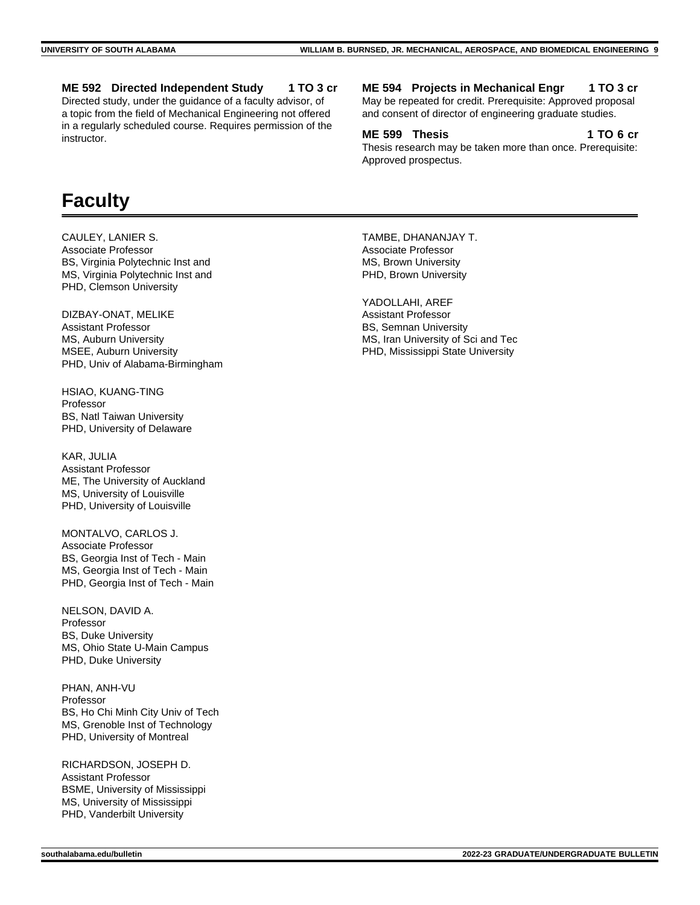**ME 592 Directed Independent Study 1 TO 3 cr**

Directed study, under the guidance of a faculty advisor, of a topic from the field of Mechanical Engineering not offered in a regularly scheduled course. Requires permission of the instructor.

**ME 594 Projects in Mechanical Engr 1 TO 3 cr**

May be repeated for credit. Prerequisite: Approved proposal and consent of director of engineering graduate studies.

**ME 599 Thesis 1 TO 6 cr**

Thesis research may be taken more than once. Prerequisite: Approved prospectus.

# Faculty

CAULEY, LANIER S.
Associate Professor
BS, Virginia Polytechnic Inst and
MS, Virginia Polytechnic Inst and
PHD, Clemson University

DIZBAY-ONAT, MELIKE
Assistant Professor
MS, Auburn University
MSEE, Auburn University
PHD, Univ of Alabama-Birmingham

HSIAO, KUANG-TING
Professor
BS, Natl Taiwan University
PHD, University of Delaware

KAR, JULIA
Assistant Professor
ME, The University of Auckland
MS, University of Louisville
PHD, University of Louisville

MONTALVO, CARLOS J.
Associate Professor
BS, Georgia Inst of Tech - Main
MS, Georgia Inst of Tech - Main
PHD, Georgia Inst of Tech - Main

NELSON, DAVID A.
Professor
BS, Duke University
MS, Ohio State U-Main Campus
PHD, Duke University

PHAN, ANH-VU
Professor
BS, Ho Chi Minh City Univ of Tech
MS, Grenoble Inst of Technology
PHD, University of Montreal

RICHARDSON, JOSEPH D.
Assistant Professor
BSME, University of Mississippi
MS, University of Mississippi
PHD, Vanderbilt University

TAMBE, DHANANJAY T.
Associate Professor
MS, Brown University
PHD, Brown University

YADOLLAHI, AREF
Assistant Professor
BS, Semnan University
MS, Iran University of Sci and Tec
PHD, Mississippi State University